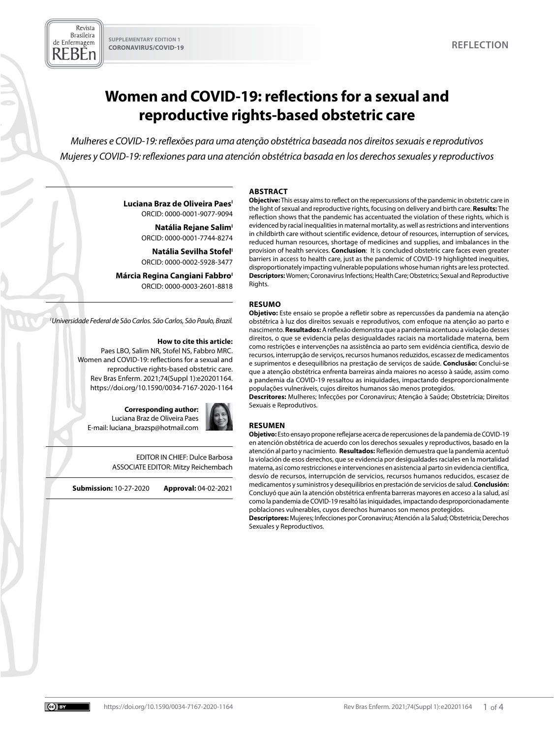SUPPLEMENTARY EDITION 1
CORONAVIRUS/COVID-19

REFLECTION

# Women and COVID-19: reflections for a sexual and reproductive rights-based obstetric care

*Mulheres e COVID-19: reflexões para uma atenção obstétrica baseada nos direitos sexuais e reprodutivos*

*Mujeres y COVID-19: reflexiones para una atención obstétrica basada en los derechos sexuales y reproductivos*

**Luciana Braz de Oliveira Paes**[I]
ORCID: 0000-0001-9077-9094

**Natália Rejane Salim**[I]
ORCID: 0000-0001-7744-8274

**Natália Sevilha Stofel**[I]
ORCID: 0000-0002-5928-3477

**Márcia Regina Cangiani Fabbro**[I]
ORCID: 0000-0003-2601-8818

[I] *Universidade Federal de São Carlos. São Carlos, São Paulo, Brazil.*

**How to cite this article:**
Paes LBO, Salim NR, Stofel NS, Fabbro MRC. Women and COVID-19: reflections for a sexual and reproductive rights-based obstetric care. Rev Bras Enferm. 2021;74(Suppl 1):e20201164. https://doi.org/10.1590/0034-7167-2020-1164

**Corresponding author:**
Luciana Braz de Oliveira Paes
E-mail: luciana_brazsp@hotmail.com

EDITOR IN CHIEF: Dulce Barbosa
ASSOCIATE EDITOR: Mitzy Reichembach

**Submission:** 10-27-2020 **Approval:** 04-02-2021

## ABSTRACT

**Objective:** This essay aims to reflect on the repercussions of the pandemic in obstetric care in the light of sexual and reproductive rights, focusing on delivery and birth care. **Results:** The reflection shows that the pandemic has accentuated the violation of these rights, which is evidenced by racial inequalities in maternal mortality, as well as restrictions and interventions in childbirth care without scientific evidence, detour of resources, interruption of services, reduced human resources, shortage of medicines and supplies, and imbalances in the provision of health services. **Conclusion**: It is concluded obstetric care faces even greater barriers in access to health care, just as the pandemic of COVID-19 highlighted inequities, disproportionately impacting vulnerable populations whose human rights are less protected.
**Descriptors:** Women; Coronavirus Infections; Health Care; Obstetrics; Sexual and Reproductive Rights.

## RESUMO

**Objetivo:** Este ensaio se propõe a refletir sobre as repercussões da pandemia na atenção obstétrica à luz dos direitos sexuais e reprodutivos, com enfoque na atenção ao parto e nascimento. **Resultados:** A reflexão demonstra que a pandemia acentuou a violação desses direitos, o que se evidencia pelas desigualdades raciais na mortalidade materna, bem como restrições e intervenções na assistência ao parto sem evidência científica, desvio de recursos, interrupção de serviços, recursos humanos reduzidos, escassez de medicamentos e suprimentos e desequilíbrios na prestação de serviços de saúde. **Conclusão:** Conclui-se que a atenção obstétrica enfrenta barreiras ainda maiores no acesso à saúde, assim como a pandemia da COVID-19 ressaltou as iniquidades, impactando desproporcionalmente populações vulneráveis, cujos direitos humanos são menos protegidos.
**Descritores:** Mulheres; Infecções por Coronavírus; Atenção à Saúde; Obstetrícia; Direitos Sexuais e Reprodutivos.

## RESUMEN

**Objetivo:** Esto ensayo propone reflejarse acerca de repercusiones de la pandemia de COVID-19 en atención obstétrica de acuerdo con los derechos sexuales y reproductivos, basado en la atención al parto y nacimiento. **Resultados:** Reflexión demuestra que la pandemia acentuó la violación de esos derechos, que se evidencia por desigualdades raciales en la mortalidad materna, así como restricciones e intervenciones en asistencia al parto sin evidencia científica, desvío de recursos, interrupción de servicios, recursos humanos reducidos, escasez de medicamentos y suministros y desequilibrios en prestación de servicios de salud. **Conclusión:** Concluyó que aún la atención obstétrica enfrenta barreras mayores en acceso a la salud, así como la pandemia de COVID-19 resaltó las iniquidades, impactando desproporcionadamente poblaciones vulnerables, cuyos derechos humanos son menos protegidos.
**Descriptores:** Mujeres; Infecciones por Coronavirus; Atención a la Salud; Obstetricia; Derechos Sexuales y Reproductivos.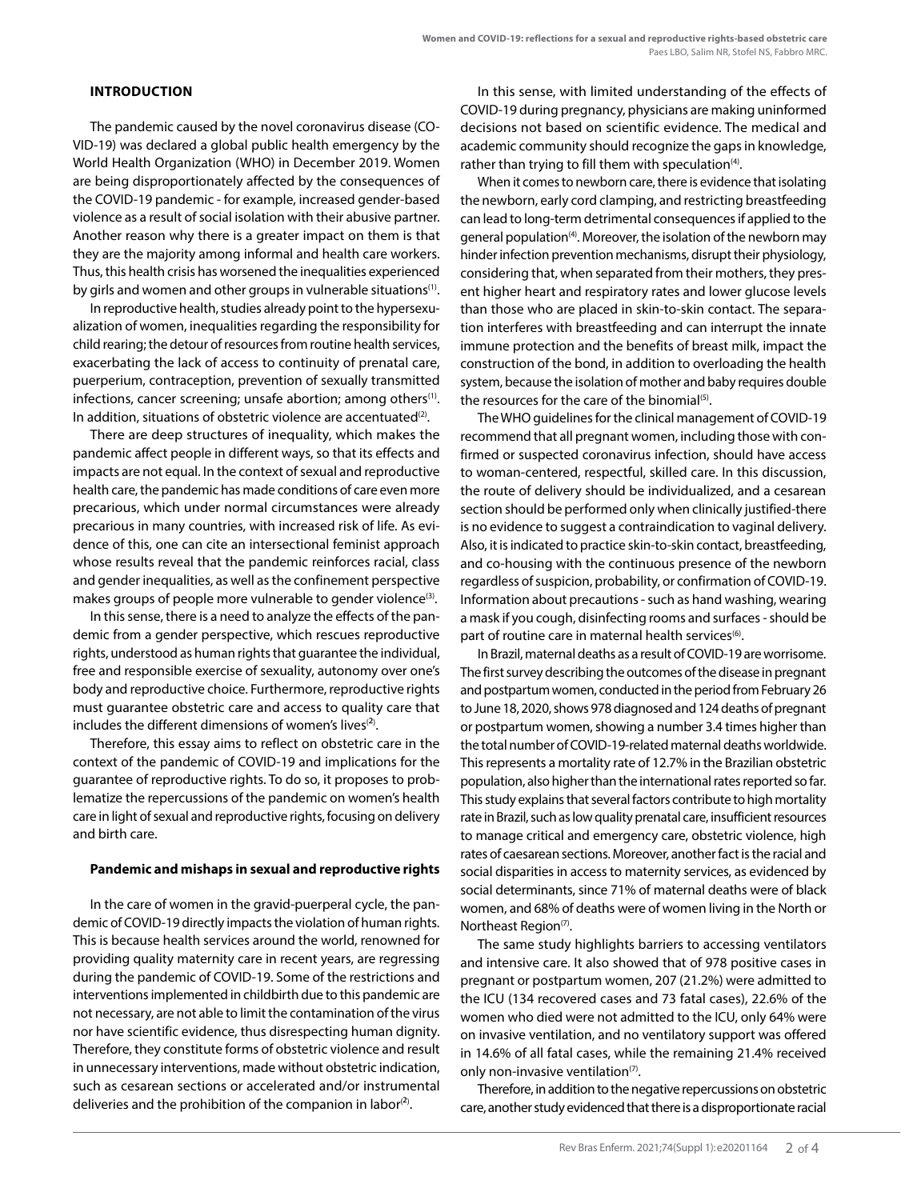## INTRODUCTION

The pandemic caused by the novel coronavirus disease (COVID-19) was declared a global public health emergency by the World Health Organization (WHO) in December 2019. Women are being disproportionately affected by the consequences of the COVID-19 pandemic - for example, increased gender-based violence as a result of social isolation with their abusive partner. Another reason why there is a greater impact on them is that they are the majority among informal and health care workers. Thus, this health crisis has worsened the inequalities experienced by girls and women and other groups in vulnerable situations[1].

In reproductive health, studies already point to the hypersexualization of women, inequalities regarding the responsibility for child rearing; the detour of resources from routine health services, exacerbating the lack of access to continuity of prenatal care, puerperium, contraception, prevention of sexually transmitted infections, cancer screening; unsafe abortion; among others[1]. In addition, situations of obstetric violence are accentuated[2].

There are deep structures of inequality, which makes the pandemic affect people in different ways, so that its effects and impacts are not equal. In the context of sexual and reproductive health care, the pandemic has made conditions of care even more precarious, which under normal circumstances were already precarious in many countries, with increased risk of life. As evidence of this, one can cite an intersectional feminist approach whose results reveal that the pandemic reinforces racial, class and gender inequalities, as well as the confinement perspective makes groups of people more vulnerable to gender violence[3].

In this sense, there is a need to analyze the effects of the pandemic from a gender perspective, which rescues reproductive rights, understood as human rights that guarantee the individual, free and responsible exercise of sexuality, autonomy over one's body and reproductive choice. Furthermore, reproductive rights must guarantee obstetric care and access to quality care that includes the different dimensions of women's lives[2].

Therefore, this essay aims to reflect on obstetric care in the context of the pandemic of COVID-19 and implications for the guarantee of reproductive rights. To do so, it proposes to problematize the repercussions of the pandemic on women's health care in light of sexual and reproductive rights, focusing on delivery and birth care.

### Pandemic and mishaps in sexual and reproductive rights

In the care of women in the gravid-puerperal cycle, the pandemic of COVID-19 directly impacts the violation of human rights. This is because health services around the world, renowned for providing quality maternity care in recent years, are regressing during the pandemic of COVID-19. Some of the restrictions and interventions implemented in childbirth due to this pandemic are not necessary, are not able to limit the contamination of the virus nor have scientific evidence, thus disrespecting human dignity. Therefore, they constitute forms of obstetric violence and result in unnecessary interventions, made without obstetric indication, such as cesarean sections or accelerated and/or instrumental deliveries and the prohibition of the companion in labor[2].

In this sense, with limited understanding of the effects of COVID-19 during pregnancy, physicians are making uninformed decisions not based on scientific evidence. The medical and academic community should recognize the gaps in knowledge, rather than trying to fill them with speculation[4].

When it comes to newborn care, there is evidence that isolating the newborn, early cord clamping, and restricting breastfeeding can lead to long-term detrimental consequences if applied to the general population[4]. Moreover, the isolation of the newborn may hinder infection prevention mechanisms, disrupt their physiology, considering that, when separated from their mothers, they present higher heart and respiratory rates and lower glucose levels than those who are placed in skin-to-skin contact. The separation interferes with breastfeeding and can interrupt the innate immune protection and the benefits of breast milk, impact the construction of the bond, in addition to overloading the health system, because the isolation of mother and baby requires double the resources for the care of the binomial[5].

The WHO guidelines for the clinical management of COVID-19 recommend that all pregnant women, including those with confirmed or suspected coronavirus infection, should have access to woman-centered, respectful, skilled care. In this discussion, the route of delivery should be individualized, and a cesarean section should be performed only when clinically justified-there is no evidence to suggest a contraindication to vaginal delivery. Also, it is indicated to practice skin-to-skin contact, breastfeeding, and co-housing with the continuous presence of the newborn regardless of suspicion, probability, or confirmation of COVID-19. Information about precautions - such as hand washing, wearing a mask if you cough, disinfecting rooms and surfaces - should be part of routine care in maternal health services[6].

In Brazil, maternal deaths as a result of COVID-19 are worrisome. The first survey describing the outcomes of the disease in pregnant and postpartum women, conducted in the period from February 26 to June 18, 2020, shows 978 diagnosed and 124 deaths of pregnant or postpartum women, showing a number 3.4 times higher than the total number of COVID-19-related maternal deaths worldwide. This represents a mortality rate of 12.7% in the Brazilian obstetric population, also higher than the international rates reported so far. This study explains that several factors contribute to high mortality rate in Brazil, such as low quality prenatal care, insufficient resources to manage critical and emergency care, obstetric violence, high rates of caesarean sections. Moreover, another fact is the racial and social disparities in access to maternity services, as evidenced by social determinants, since 71% of maternal deaths were of black women, and 68% of deaths were of women living in the North or Northeast Region[7].

The same study highlights barriers to accessing ventilators and intensive care. It also showed that of 978 positive cases in pregnant or postpartum women, 207 (21.2%) were admitted to the ICU (134 recovered cases and 73 fatal cases), 22.6% of the women who died were not admitted to the ICU, only 64% were on invasive ventilation, and no ventilatory support was offered in 14.6% of all fatal cases, while the remaining 21.4% received only non-invasive ventilation[7].

Therefore, in addition to the negative repercussions on obstetric care, another study evidenced that there is a disproportionate racial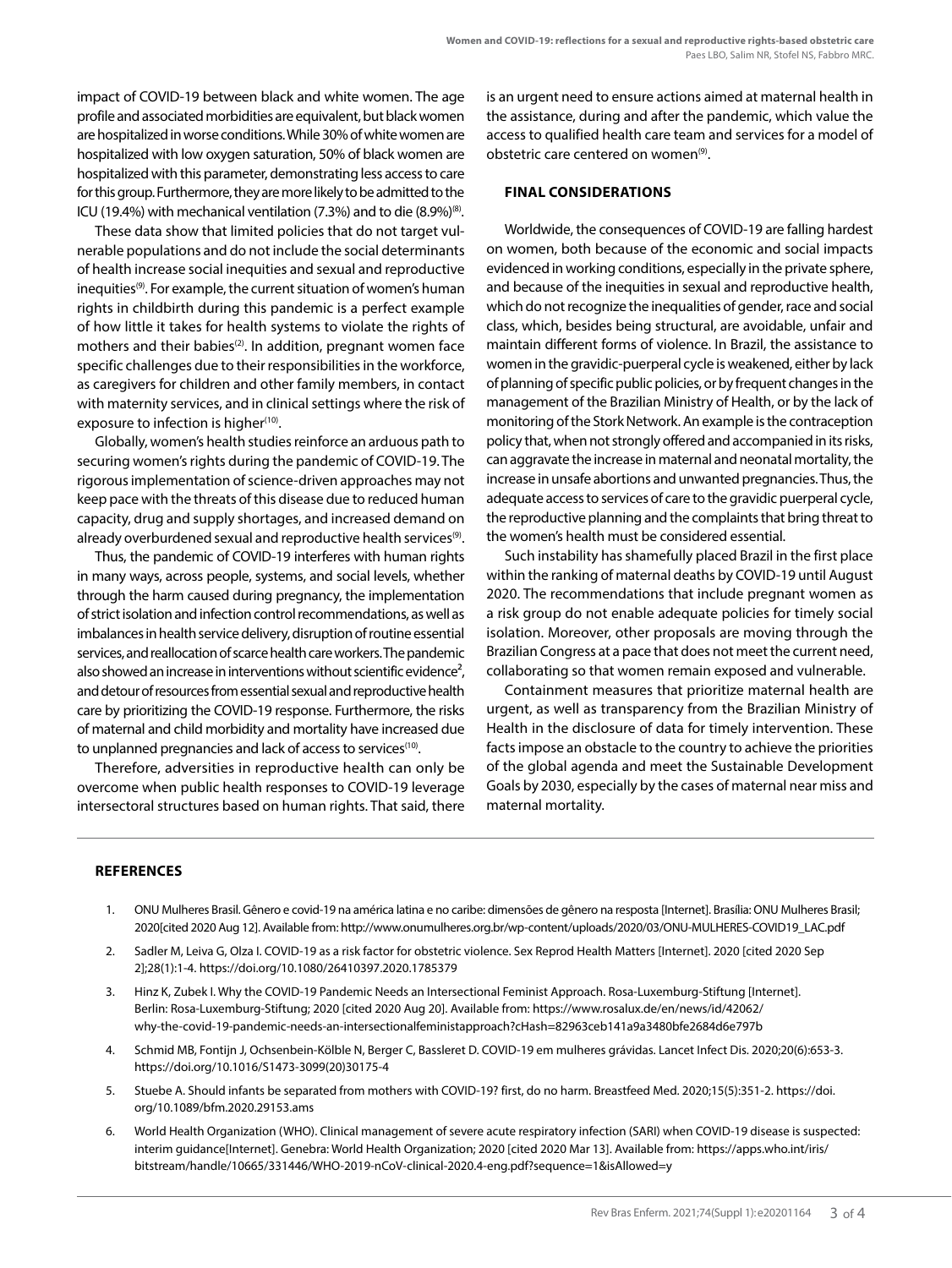impact of COVID-19 between black and white women. The age profile and associated morbidities are equivalent, but black women are hospitalized in worse conditions. While 30% of white women are hospitalized with low oxygen saturation, 50% of black women are hospitalized with this parameter, demonstrating less access to care for this group. Furthermore, they are more likely to be admitted to the ICU (19.4%) with mechanical ventilation (7.3%) and to die (8.9%)[8].

These data show that limited policies that do not target vulnerable populations and do not include the social determinants of health increase social inequities and sexual and reproductive inequities[9]. For example, the current situation of women's human rights in childbirth during this pandemic is a perfect example of how little it takes for health systems to violate the rights of mothers and their babies[2]. In addition, pregnant women face specific challenges due to their responsibilities in the workforce, as caregivers for children and other family members, in contact with maternity services, and in clinical settings where the risk of exposure to infection is higher[10].

Globally, women's health studies reinforce an arduous path to securing women's rights during the pandemic of COVID-19. The rigorous implementation of science-driven approaches may not keep pace with the threats of this disease due to reduced human capacity, drug and supply shortages, and increased demand on already overburdened sexual and reproductive health services[9].

Thus, the pandemic of COVID-19 interferes with human rights in many ways, across people, systems, and social levels, whether through the harm caused during pregnancy, the implementation of strict isolation and infection control recommendations, as well as imbalances in health service delivery, disruption of routine essential services, and reallocation of scarce health care workers. The pandemic also showed an increase in interventions without scientific evidence[2], and detour of resources from essential sexual and reproductive health care by prioritizing the COVID-19 response. Furthermore, the risks of maternal and child morbidity and mortality have increased due to unplanned pregnancies and lack of access to services[10].

Therefore, adversities in reproductive health can only be overcome when public health responses to COVID-19 leverage intersectoral structures based on human rights. That said, there is an urgent need to ensure actions aimed at maternal health in the assistance, during and after the pandemic, which value the access to qualified health care team and services for a model of obstetric care centered on women[9].

## FINAL CONSIDERATIONS

Worldwide, the consequences of COVID-19 are falling hardest on women, both because of the economic and social impacts evidenced in working conditions, especially in the private sphere, and because of the inequities in sexual and reproductive health, which do not recognize the inequalities of gender, race and social class, which, besides being structural, are avoidable, unfair and maintain different forms of violence. In Brazil, the assistance to women in the gravidic-puerperal cycle is weakened, either by lack of planning of specific public policies, or by frequent changes in the management of the Brazilian Ministry of Health, or by the lack of monitoring of the Stork Network. An example is the contraception policy that, when not strongly offered and accompanied in its risks, can aggravate the increase in maternal and neonatal mortality, the increase in unsafe abortions and unwanted pregnancies. Thus, the adequate access to services of care to the gravidic puerperal cycle, the reproductive planning and the complaints that bring threat to the women's health must be considered essential.

Such instability has shamefully placed Brazil in the first place within the ranking of maternal deaths by COVID-19 until August 2020. The recommendations that include pregnant women as a risk group do not enable adequate policies for timely social isolation. Moreover, other proposals are moving through the Brazilian Congress at a pace that does not meet the current need, collaborating so that women remain exposed and vulnerable.

Containment measures that prioritize maternal health are urgent, as well as transparency from the Brazilian Ministry of Health in the disclosure of data for timely intervention. These facts impose an obstacle to the country to achieve the priorities of the global agenda and meet the Sustainable Development Goals by 2030, especially by the cases of maternal near miss and maternal mortality.

## REFERENCES

1. ONU Mulheres Brasil. Gênero e covid-19 na américa latina e no caribe: dimensões de gênero na resposta [Internet]. Brasília: ONU Mulheres Brasil; 2020[cited 2020 Aug 12]. Available from: http://www.onumulheres.org.br/wp-content/uploads/2020/03/ONU-MULHERES-COVID19_LAC.pdf
2. Sadler M, Leiva G, Olza I. COVID-19 as a risk factor for obstetric violence. Sex Reprod Health Matters [Internet]. 2020 [cited 2020 Sep 2];28(1):1-4. https://doi.org/10.1080/26410397.2020.1785379
3. Hinz K, Zubek I. Why the COVID-19 Pandemic Needs an Intersectional Feminist Approach. Rosa-Luxemburg-Stiftung [Internet]. Berlin: Rosa-Luxemburg-Stiftung; 2020 [cited 2020 Aug 20]. Available from: https://www.rosalux.de/en/news/id/42062/why-the-covid-19-pandemic-needs-an-intersectionalfeministapproach?cHash=82963ceb141a9a3480bfe2684d6e797b
4. Schmid MB, Fontijn J, Ochsenbein-Kölble N, Berger C, Bassleret D. COVID-19 em mulheres grávidas. Lancet Infect Dis. 2020;20(6):653-3. https://doi.org/10.1016/S1473-3099(20)30175-4
5. Stuebe A. Should infants be separated from mothers with COVID-19? first, do no harm. Breastfeed Med. 2020;15(5):351-2. https://doi.org/10.1089/bfm.2020.29153.ams
6. World Health Organization (WHO). Clinical management of severe acute respiratory infection (SARI) when COVID-19 disease is suspected: interim guidance[Internet]. Genebra: World Health Organization; 2020 [cited 2020 Mar 13]. Available from: https://apps.who.int/iris/bitstream/handle/10665/331446/WHO-2019-nCoV-clinical-2020.4-eng.pdf?sequence=1&isAllowed=y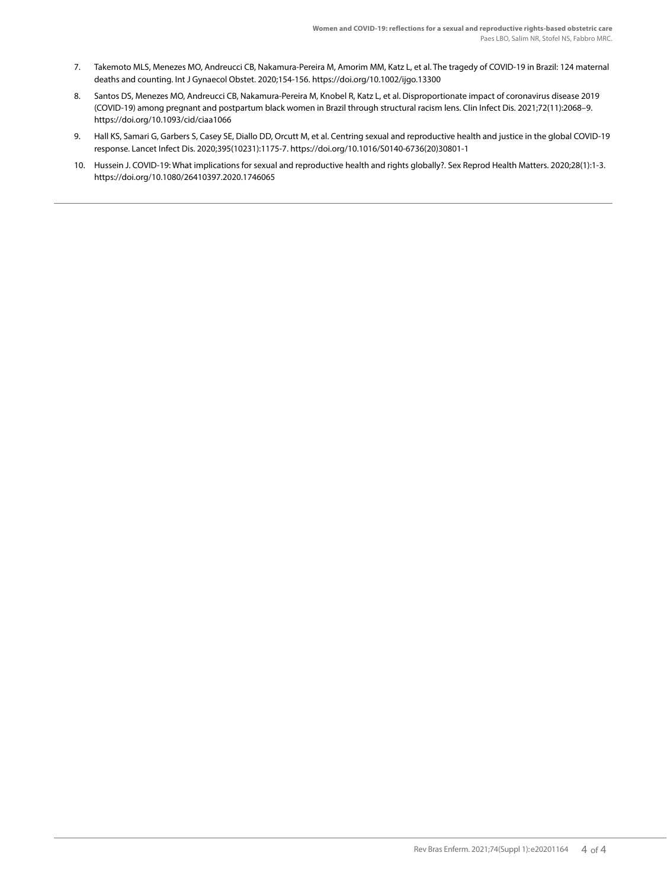7. Takemoto MLS, Menezes MO, Andreucci CB, Nakamura-Pereira M, Amorim MM, Katz L, et al. The tragedy of COVID-19 in Brazil: 124 maternal deaths and counting. Int J Gynaecol Obstet. 2020;154-156. https://doi.org/10.1002/ijgo.13300

8. Santos DS, Menezes MO, Andreucci CB, Nakamura-Pereira M, Knobel R, Katz L, et al. Disproportionate impact of coronavirus disease 2019 (COVID-19) among pregnant and postpartum black women in Brazil through structural racism lens. Clin Infect Dis. 2021;72(11):2068–9. https://doi.org/10.1093/cid/ciaa1066

9. Hall KS, Samari G, Garbers S, Casey SE, Diallo DD, Orcutt M, et al. Centring sexual and reproductive health and justice in the global COVID-19 response. Lancet Infect Dis. 2020;395(10231):1175-7. https://doi.org/10.1016/S0140-6736(20)30801-1

10. Hussein J. COVID-19: What implications for sexual and reproductive health and rights globally?. Sex Reprod Health Matters. 2020;28(1):1-3. https://doi.org/10.1080/26410397.2020.1746065